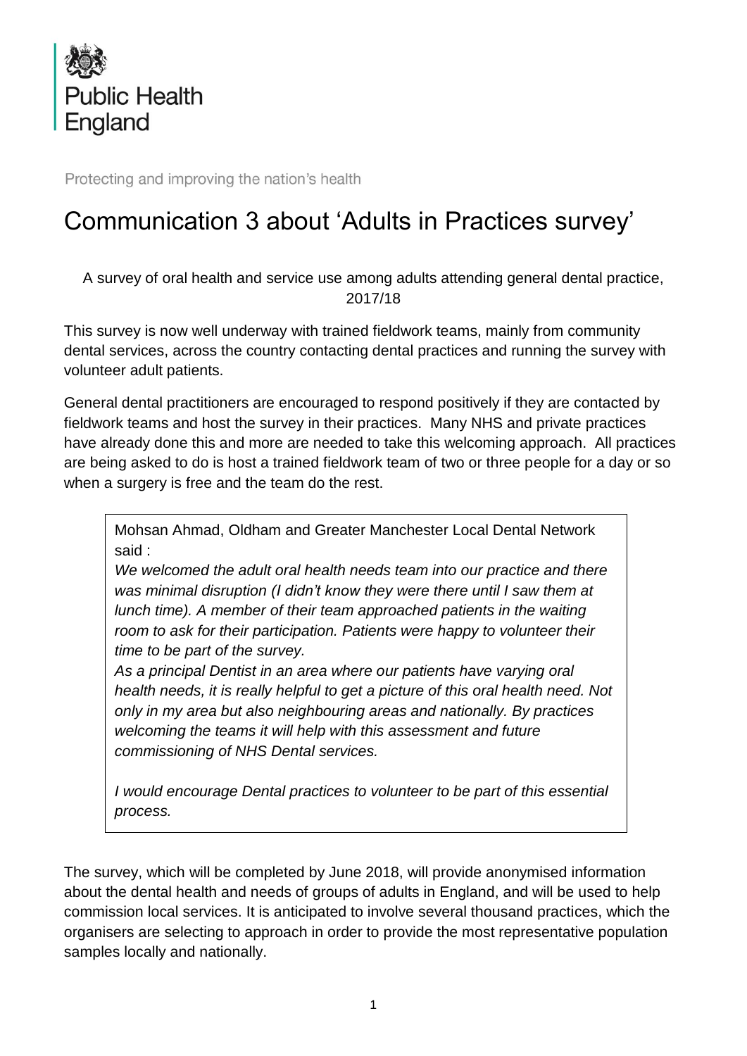Public Health England

Protecting and improving the nation's health

# Communication 3 about 'Adults in Practices survey'

A survey of oral health and service use among adults attending general dental practice, 2017/18

This survey is now well underway with trained fieldwork teams, mainly from community dental services, across the country contacting dental practices and running the survey with volunteer adult patients.

General dental practitioners are encouraged to respond positively if they are contacted by fieldwork teams and host the survey in their practices. Many NHS and private practices have already done this and more are needed to take this welcoming approach. All practices are being asked to do is host a trained fieldwork team of two or three people for a day or so when a surgery is free and the team do the rest.

> Mohsan Ahmad, Oldham and Greater Manchester Local Dental Network said :
> *We welcomed the adult oral health needs team into our practice and there was minimal disruption (I didn't know they were there until I saw them at lunch time). A member of their team approached patients in the waiting room to ask for their participation. Patients were happy to volunteer their time to be part of the survey.*
> *As a principal Dentist in an area where our patients have varying oral health needs, it is really helpful to get a picture of this oral health need. Not only in my area but also neighbouring areas and nationally. By practices welcoming the teams it will help with this assessment and future commissioning of NHS Dental services.*
>
> *I would encourage Dental practices to volunteer to be part of this essential process.*

The survey, which will be completed by June 2018, will provide anonymised information about the dental health and needs of groups of adults in England, and will be used to help commission local services. It is anticipated to involve several thousand practices, which the organisers are selecting to approach in order to provide the most representative population samples locally and nationally.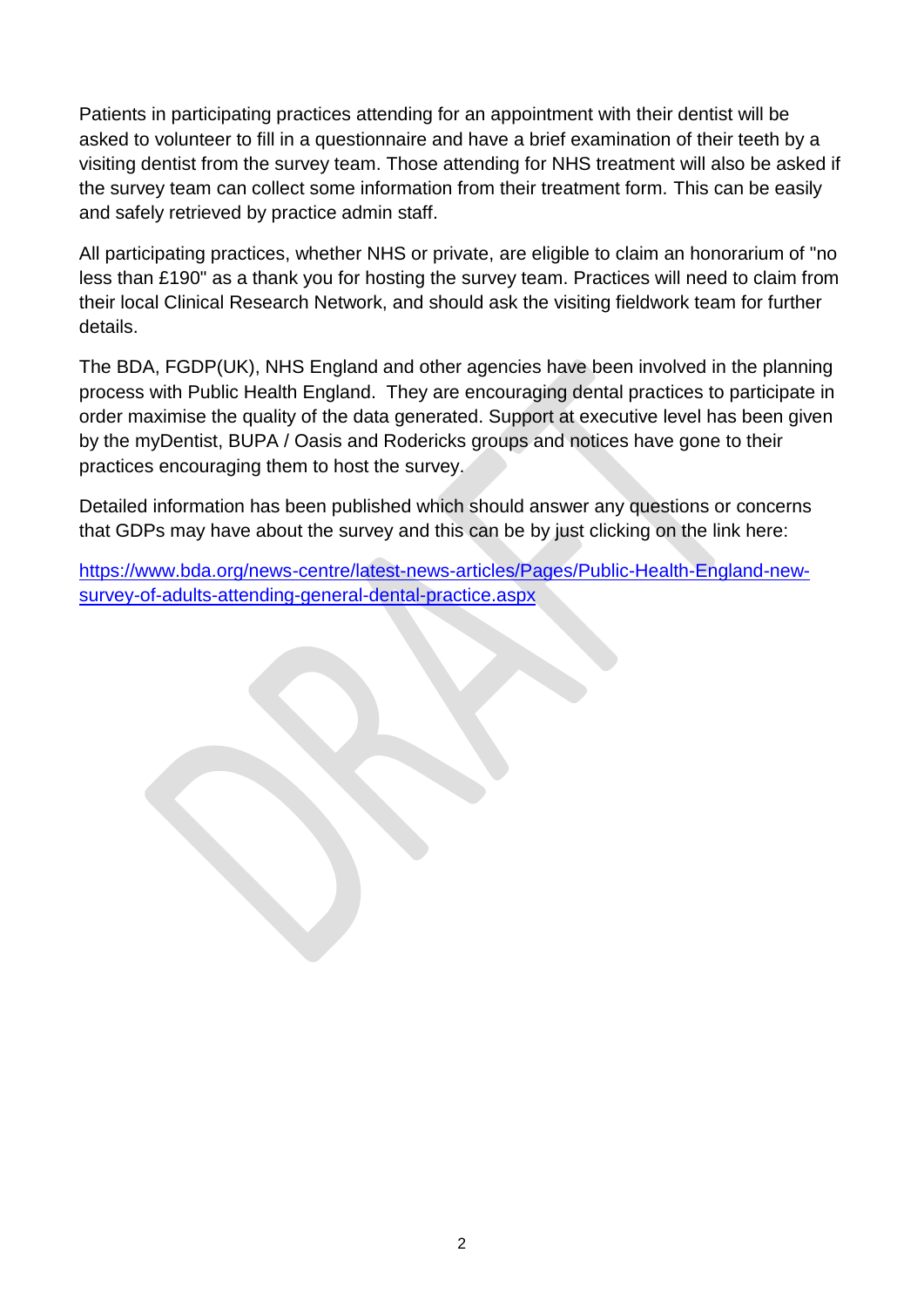Patients in participating practices attending for an appointment with their dentist will be asked to volunteer to fill in a questionnaire and have a brief examination of their teeth by a visiting dentist from the survey team. Those attending for NHS treatment will also be asked if the survey team can collect some information from their treatment form. This can be easily and safely retrieved by practice admin staff.

All participating practices, whether NHS or private, are eligible to claim an honorarium of "no less than £190" as a thank you for hosting the survey team. Practices will need to claim from their local Clinical Research Network, and should ask the visiting fieldwork team for further details.

The BDA, FGDP(UK), NHS England and other agencies have been involved in the planning process with Public Health England. They are encouraging dental practices to participate in order maximise the quality of the data generated. Support at executive level has been given by the myDentist, BUPA / Oasis and Rodericks groups and notices have gone to their practices encouraging them to host the survey.

Detailed information has been published which should answer any questions or concerns that GDPs may have about the survey and this can be by just clicking on the link here:

[https://www.bda.org/news-centre/latest-news-articles/Pages/Public-Health-England-new-survey-of-adults-attending-general-dental-practice.aspx](https://www.bda.org/news-centre/latest-news-articles/Pages/Public-Health-England-new-survey-of-adults-attending-general-dental-practice.aspx)